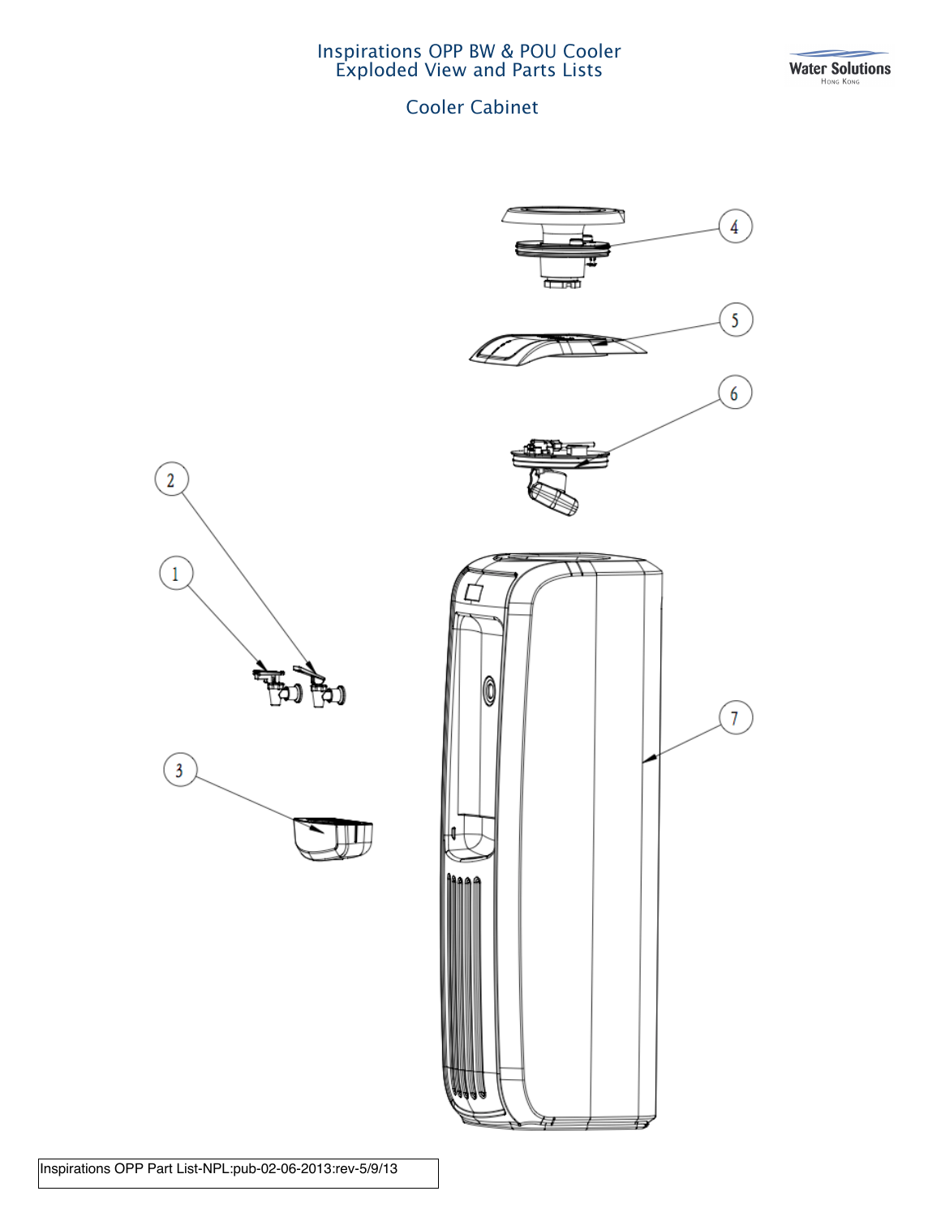# Inspirations OPP BW & POU Cooler
# Exploded View and Parts Lists

## Cooler Cabinet

2

1

3

4

5

6

7

Inspirations OPP Part List-NPL:pub-02-06-2013:rev-5/9/13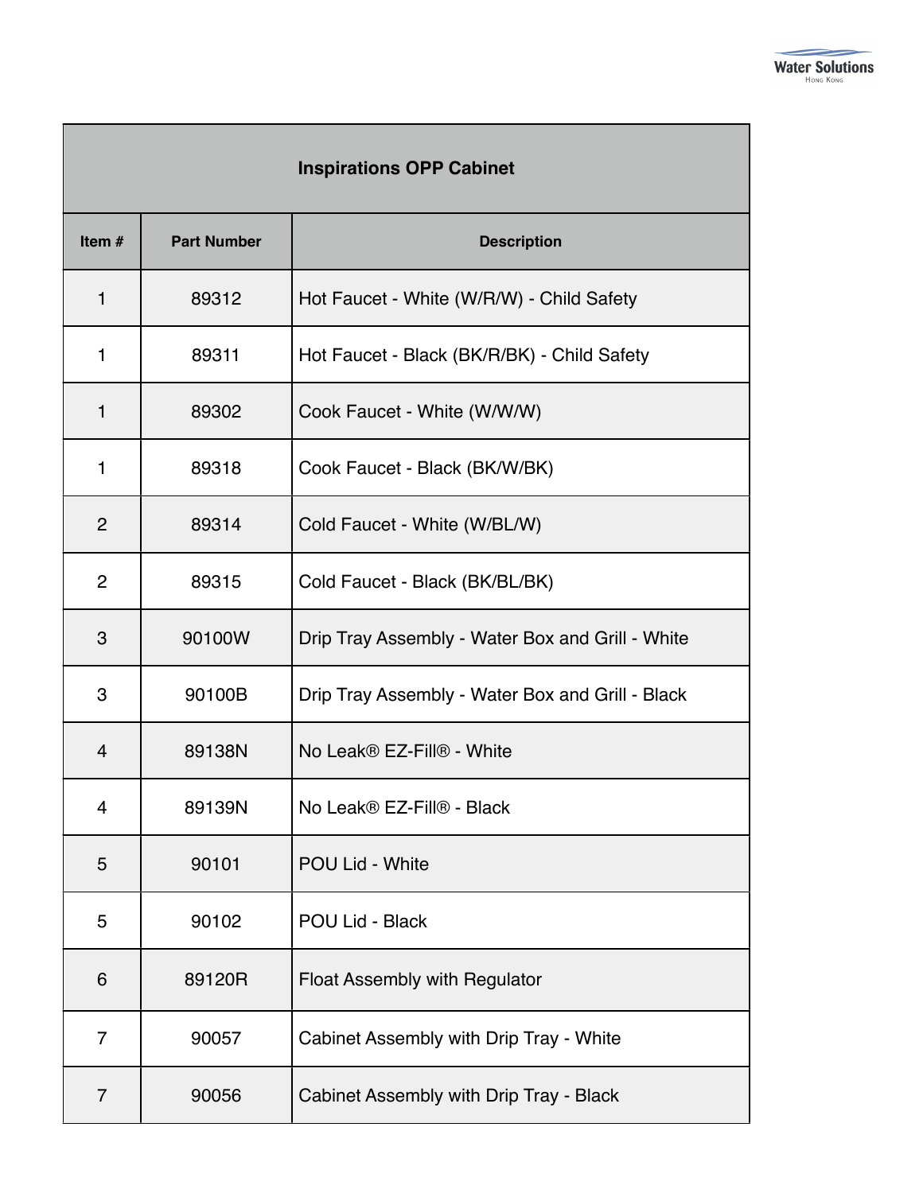| Inspirations OPP Cabinet | | |
|---|---|---|
| **Item #** | **Part Number** | **Description** |
| 1 | 89312 | Hot Faucet - White (W/R/W) - Child Safety |
| 1 | 89311 | Hot Faucet - Black (BK/R/BK) - Child Safety |
| 1 | 89302 | Cook Faucet - White (W/W/W) |
| 1 | 89318 | Cook Faucet - Black (BK/W/BK) |
| 2 | 89314 | Cold Faucet - White (W/BL/W) |
| 2 | 89315 | Cold Faucet - Black (BK/BL/BK) |
| 3 | 90100W | Drip Tray Assembly - Water Box and Grill - White |
| 3 | 90100B | Drip Tray Assembly - Water Box and Grill - Black |
| 4 | 89138N | No Leak® EZ-Fill® - White |
| 4 | 89139N | No Leak® EZ-Fill® - Black |
| 5 | 90101 | POU Lid - White |
| 5 | 90102 | POU Lid - Black |
| 6 | 89120R | Float Assembly with Regulator |
| 7 | 90057 | Cabinet Assembly with Drip Tray - White |
| 7 | 90056 | Cabinet Assembly with Drip Tray - Black |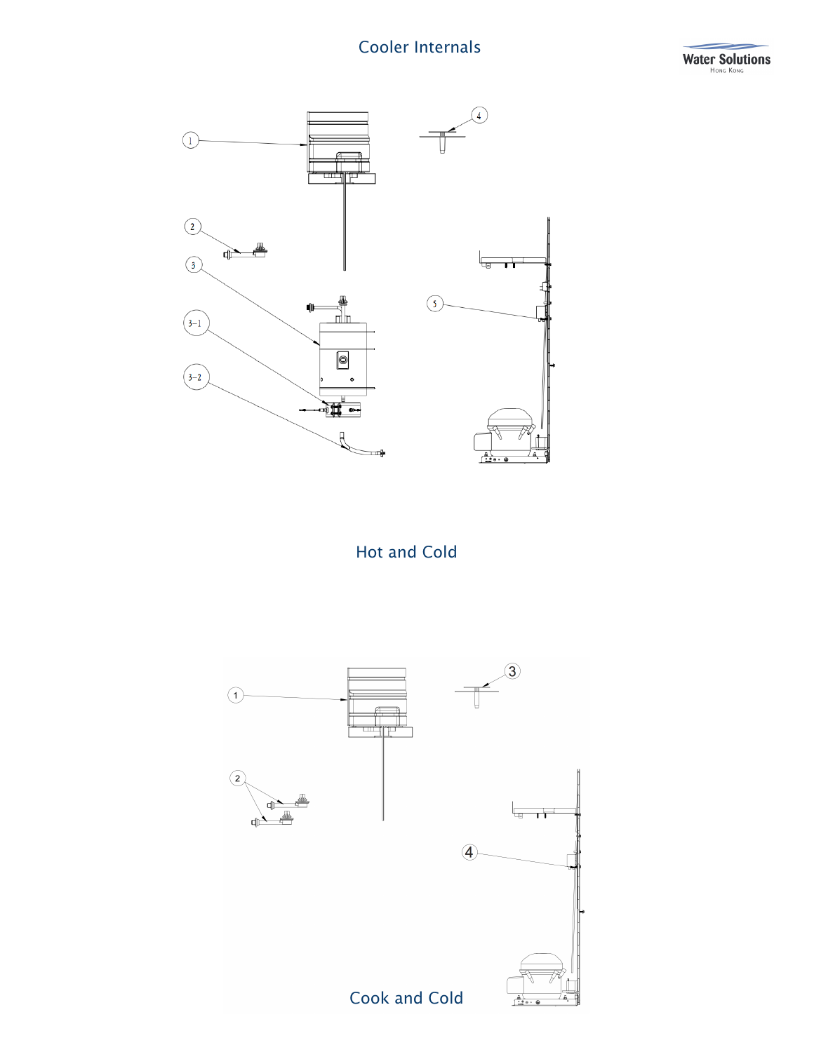# Cooler Internals

## Hot and Cold

## Cook and Cold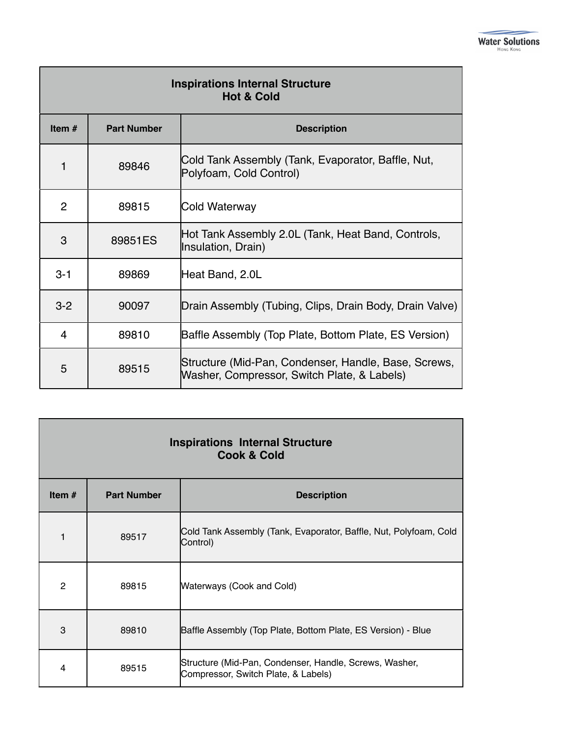| Inspirations Internal Structure<br>Hot & Cold | | |
|---|---|---|
| **Item #** | **Part Number** | **Description** |
| 1 | 89846 | Cold Tank Assembly (Tank, Evaporator, Baffle, Nut, Polyfoam, Cold Control) |
| 2 | 89815 | Cold Waterway |
| 3 | 89851ES | Hot Tank Assembly 2.0L (Tank, Heat Band, Controls, Insulation, Drain) |
| 3-1 | 89869 | Heat Band, 2.0L |
| 3-2 | 90097 | Drain Assembly (Tubing, Clips, Drain Body, Drain Valve) |
| 4 | 89810 | Baffle Assembly (Top Plate, Bottom Plate, ES Version) |
| 5 | 89515 | Structure (Mid-Pan, Condenser, Handle, Base, Screws, Washer, Compressor, Switch Plate, & Labels) |

| Inspirations Internal Structure<br>Cook & Cold | | |
|---|---|---|
| **Item #** | **Part Number** | **Description** |
| 1 | 89517 | Cold Tank Assembly (Tank, Evaporator, Baffle, Nut, Polyfoam, Cold Control) |
| 2 | 89815 | Waterways (Cook and Cold) |
| 3 | 89810 | Baffle Assembly (Top Plate, Bottom Plate, ES Version) - Blue |
| 4 | 89515 | Structure (Mid-Pan, Condenser, Handle, Screws, Washer, Compressor, Switch Plate, & Labels) |